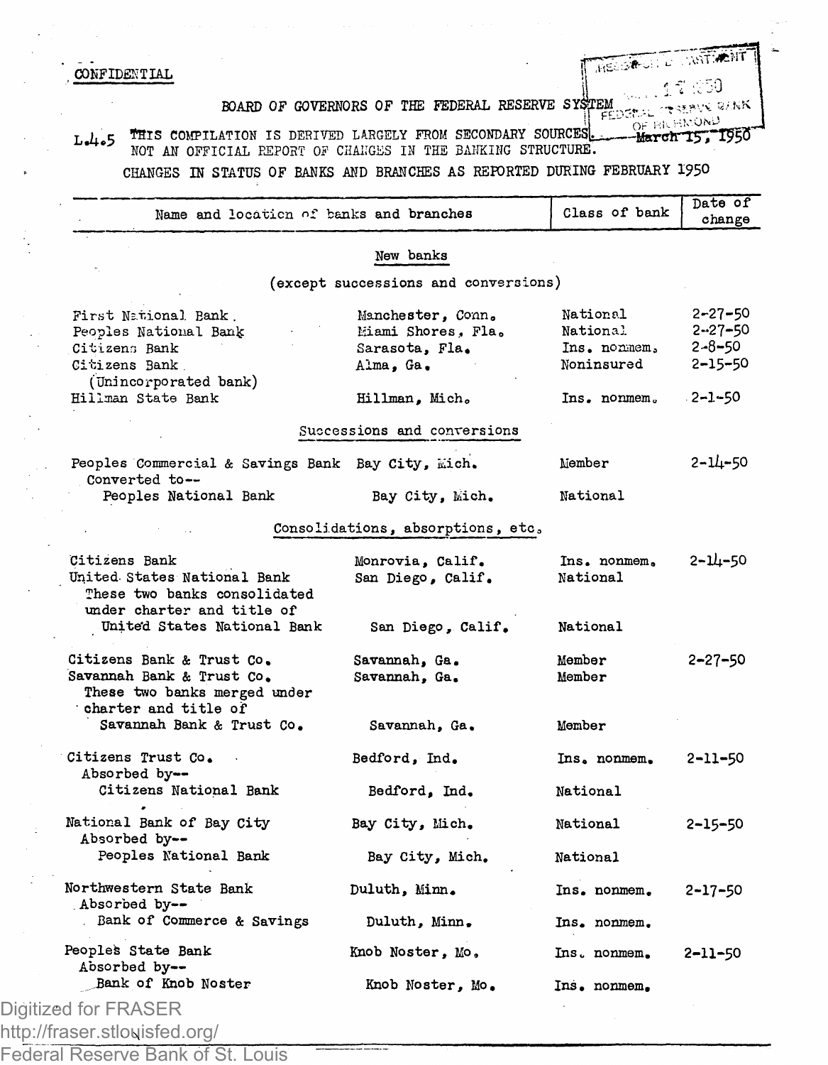CONFIDENTIAL

BOARD OF GOVERNORS OF THE FEDERAL RESERVE SYSTEM

L.4.5 THIS COMPILATION IS DERIVED LARGELY FROM SECONDARY SOURCES. March 15, 1950
NOT AN OFFICIAL REPORT OF CHANGES IN THE BANKING STRUCTURE.

CHANGES IN STATUS OF BANKS AND BRANCHES AS REPORTED DURING FEBRUARY 1950

| Name and location of banks and branches | | Class of bank | Date of change |
|---|---|---|---|
| **New banks** | | | |
| (except successions and conversions) | | | |
| First National Bank | Manchester, Conn. | National | 2-27-50 |
| Peoples National Bank | Miami Shores, Fla. | National | 2-27-50 |
| Citizens Bank | Sarasota, Fla. | Ins. nonmem. | 2-8-50 |
| Citizens Bank (Unincorporated bank) | Alma, Ga. | Noninsured | 2-15-50 |
| Hillman State Bank | Hillman, Mich. | Ins. nonmem. | 2-1-50 |
| **Successions and conversions** | | | |
| Peoples Commercial & Savings Bank | Bay City, Mich. | Member | 2-14-50 |
| Converted to-- | | | |
| Peoples National Bank | Bay City, Mich. | National | |
| **Consolidations, absorptions, etc.** | | | |
| Citizens Bank | Monrovia, Calif. | Ins. nonmem. | 2-14-50 |
| United States National Bank | San Diego, Calif. | National | |
| These two banks consolidated under charter and title of | | | |
| United States National Bank | San Diego, Calif. | National | |
| Citizens Bank & Trust Co. | Savannah, Ga. | Member | 2-27-50 |
| Savannah Bank & Trust Co. | Savannah, Ga. | Member | |
| These two banks merged under charter and title of | | | |
| Savannah Bank & Trust Co. | Savannah, Ga. | Member | |
| Citizens Trust Co. | Bedford, Ind. | Ins. nonmem. | 2-11-50 |
| Absorbed by-- | | | |
| Citizens National Bank | Bedford, Ind. | National | |
| National Bank of Bay City | Bay City, Mich. | National | 2-15-50 |
| Absorbed by-- | | | |
| Peoples National Bank | Bay City, Mich. | National | |
| Northwestern State Bank | Duluth, Minn. | Ins. nonmem. | 2-17-50 |
| Absorbed by-- | | | |
| Bank of Commerce & Savings | Duluth, Minn. | Ins. nonmem. | |
| Peoples State Bank | Knob Noster, Mo. | Ins. nonmem. | 2-11-50 |
| Absorbed by-- | | | |
| Bank of Knob Noster | Knob Noster, Mo. | Ins. nonmem. | |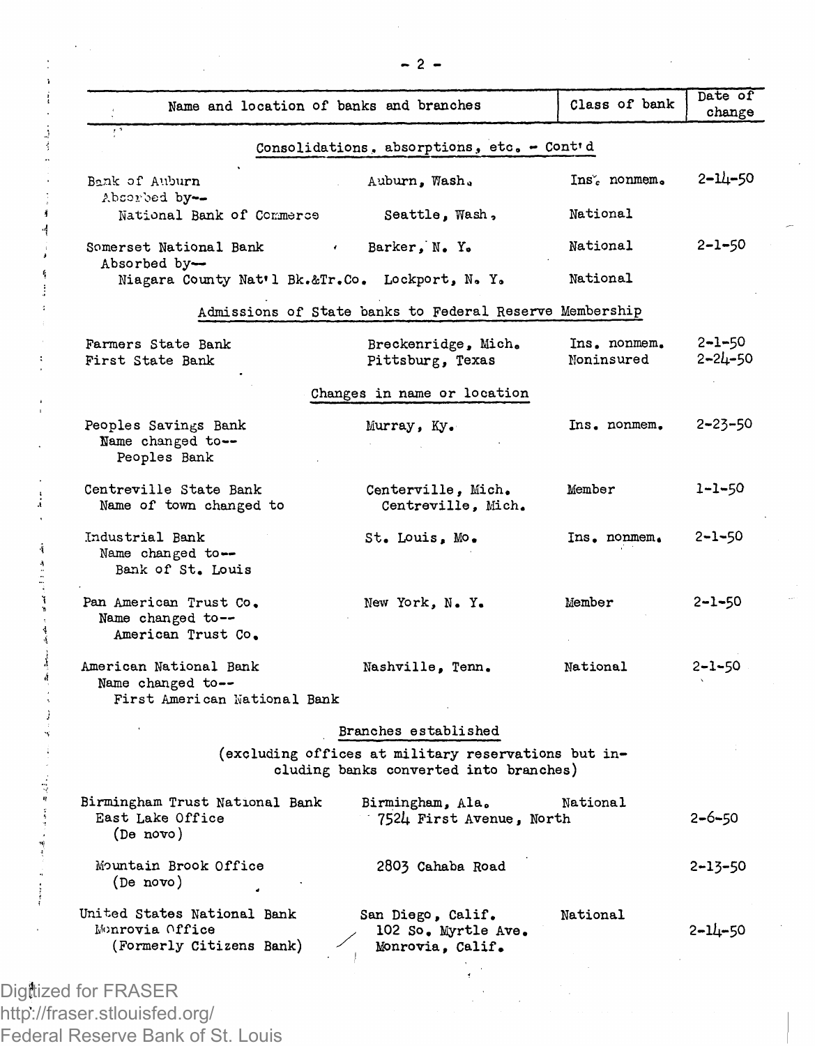| Name and location of banks and branches | | Class of bank | Date of change |
|---|---|---|---|
| **Consolidations, absorptions, etc. - Cont'd** | | | |
| Bank of Auburn | Auburn, Wash. | Ins. nonmem. | 2-14-50 |
| Absorbed by-- | | | |
| National Bank of Commerce | Seattle, Wash. | National | |
| Somerset National Bank | Barker, N. Y. | National | 2-1-50 |
| Absorbed by-- | | | |
| Niagara County Nat'l Bk.&Tr.Co. | Lockport, N. Y. | National | |
| **Admissions of State banks to Federal Reserve Membership** | | | |
| Farmers State Bank | Breckenridge, Mich. | Ins. nonmem. | 2-1-50 |
| First State Bank | Pittsburg, Texas | Noninsured | 2-24-50 |
| **Changes in name or location** | | | |
| Peoples Savings Bank | Murray, Ky. | Ins. nonmem. | 2-23-50 |
| Name changed to-- | | | |
| Peoples Bank | | | |
| Centreville State Bank | Centerville, Mich. | Member | 1-1-50 |
| Name of town changed to | Centreville, Mich. | | |
| Industrial Bank | St. Louis, Mo. | Ins. nonmem. | 2-1-50 |
| Name changed to-- | | | |
| Bank of St. Louis | | | |
| Pan American Trust Co. | New York, N. Y. | Member | 2-1-50 |
| Name changed to-- | | | |
| American Trust Co. | | | |
| American National Bank | Nashville, Tenn. | National | 2-1-50 |
| Name changed to-- | | | |
| First American National Bank | | | |
| **Branches established** (excluding offices at military reservations but including banks converted into branches) | | | |
| Birmingham Trust National Bank | Birmingham, Ala. | National | |
| East Lake Office (De novo) | 7524 First Avenue, North | | 2-6-50 |
| Mountain Brook Office (De novo) | 2803 Cahaba Road | | 2-13-50 |
| United States National Bank | San Diego, Calif. | National | |
| Monrovia Office (Formerly Citizens Bank) | 102 So. Myrtle Ave. Monrovia, Calif. | | 2-14-50 |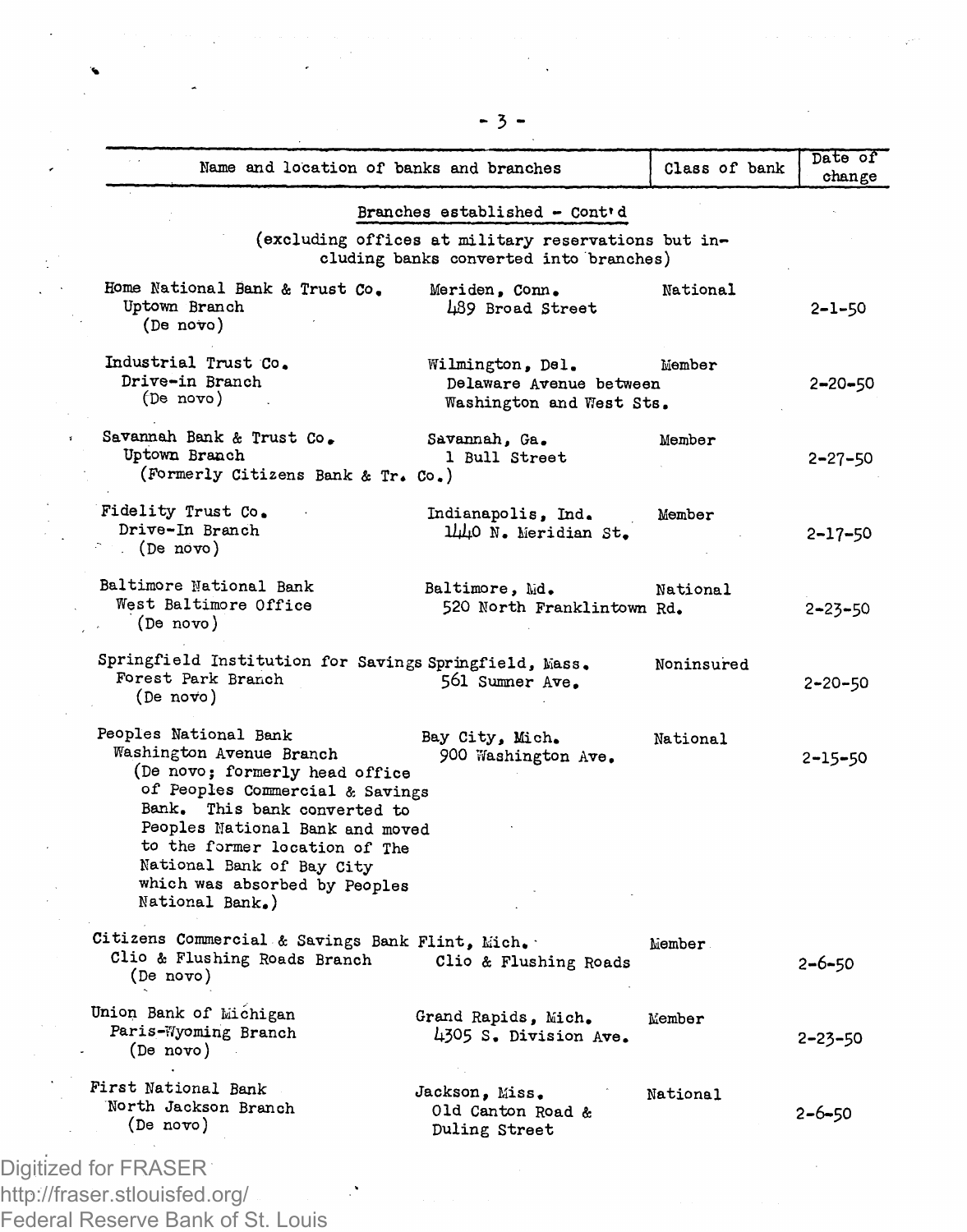| Name and location of banks and branches | | Class of bank | Date of change |
|---|---|---|---|
| **Branches established - Cont'd** (excluding offices at military reservations but including banks converted into branches) | | | |
| Home National Bank & Trust Co. Uptown Branch (De novo) | Meriden, Conn. 489 Broad Street | National | 2-1-50 |
| Industrial Trust Co. Drive-in Branch (De novo) | Wilmington, Del. Delaware Avenue between Washington and West Sts. | Member | 2-20-50 |
| Savannah Bank & Trust Co. Uptown Branch (Formerly Citizens Bank & Tr. Co.) | Savannah, Ga. 1 Bull Street | Member | 2-27-50 |
| Fidelity Trust Co. Drive-In Branch (De novo) | Indianapolis, Ind. 1440 N. Meridian St. | Member | 2-17-50 |
| Baltimore National Bank West Baltimore Office (De novo) | Baltimore, Md. 520 North Franklintown Rd. | National | 2-23-50 |
| Springfield Institution for Savings Forest Park Branch (De novo) | Springfield, Mass. 561 Sumner Ave. | Noninsured | 2-20-50 |
| Peoples National Bank Washington Avenue Branch (De novo; formerly head office of Peoples Commercial & Savings Bank. This bank converted to Peoples National Bank and moved to the former location of The National Bank of Bay City which was absorbed by Peoples National Bank.) | Bay City, Mich. 900 Washington Ave. | National | 2-15-50 |
| Citizens Commercial & Savings Bank Clio & Flushing Roads Branch (De novo) | Flint, Mich. Clio & Flushing Roads | Member | 2-6-50 |
| Union Bank of Michigan Paris-Wyoming Branch (De novo) | Grand Rapids, Mich. 4305 S. Division Ave. | Member | 2-23-50 |
| First National Bank North Jackson Branch (De novo) | Jackson, Miss. Old Canton Road & Duling Street | National | 2-6-50 |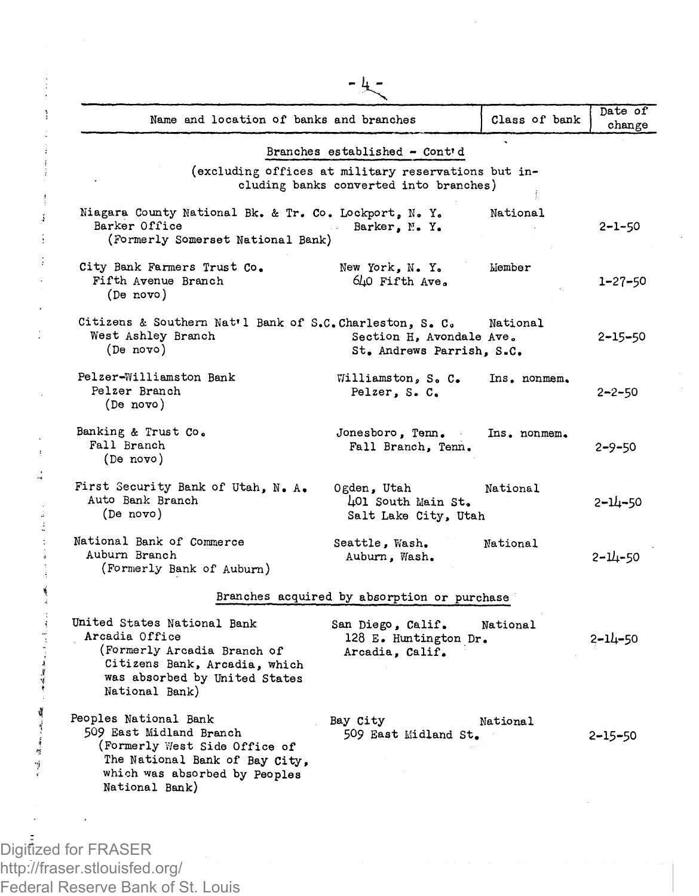| Name and location of banks and branches | | Class of bank | Date of change |
|---|---|---|---|
| **Branches established - Cont'd** | | | |
| (excluding offices at military reservations but including banks converted into branches) | | | |
| Niagara County National Bk. & Tr. Co. | Lockport, N. Y. | National | |
| Barker Office | Barker, N. Y. | | 2-1-50 |
| (Formerly Somerset National Bank) | | | |
| City Bank Farmers Trust Co. | New York, N. Y. | Member | |
| Fifth Avenue Branch | 640 Fifth Ave. | | 1-27-50 |
| (De novo) | | | |
| Citizens & Southern Nat'l Bank of S.C. | Charleston, S. C. | National | |
| West Ashley Branch | Section H, Avondale Ave. | | 2-15-50 |
| (De novo) | St. Andrews Parrish, S.C. | | |
| Pelzer-Williamston Bank | Williamston, S. C. | Ins. nonmem. | |
| Pelzer Branch | Pelzer, S. C. | | 2-2-50 |
| (De novo) | | | |
| Banking & Trust Co. | Jonesboro, Tenn. | Ins. nonmem. | |
| Fall Branch | Fall Branch, Tenn. | | 2-9-50 |
| (De novo) | | | |
| First Security Bank of Utah, N. A. | Ogden, Utah | National | |
| Auto Bank Branch | 401 South Main St. | | 2-14-50 |
| (De novo) | Salt Lake City, Utah | | |
| National Bank of Commerce | Seattle, Wash. | National | |
| Auburn Branch | Auburn, Wash. | | 2-14-50 |
| (Formerly Bank of Auburn) | | | |
| **Branches acquired by absorption or purchase** | | | |
| United States National Bank | San Diego, Calif. | National | |
| Arcadia Office | 128 E. Huntington Dr. | | 2-14-50 |
| (Formerly Arcadia Branch of Citizens Bank, Arcadia, which was absorbed by United States National Bank) | Arcadia, Calif. | | |
| Peoples National Bank | Bay City | National | |
| 509 East Midland Branch | 509 East Midland St. | | 2-15-50 |
| (Formerly West Side Office of The National Bank of Bay City, which was absorbed by Peoples National Bank) | | | |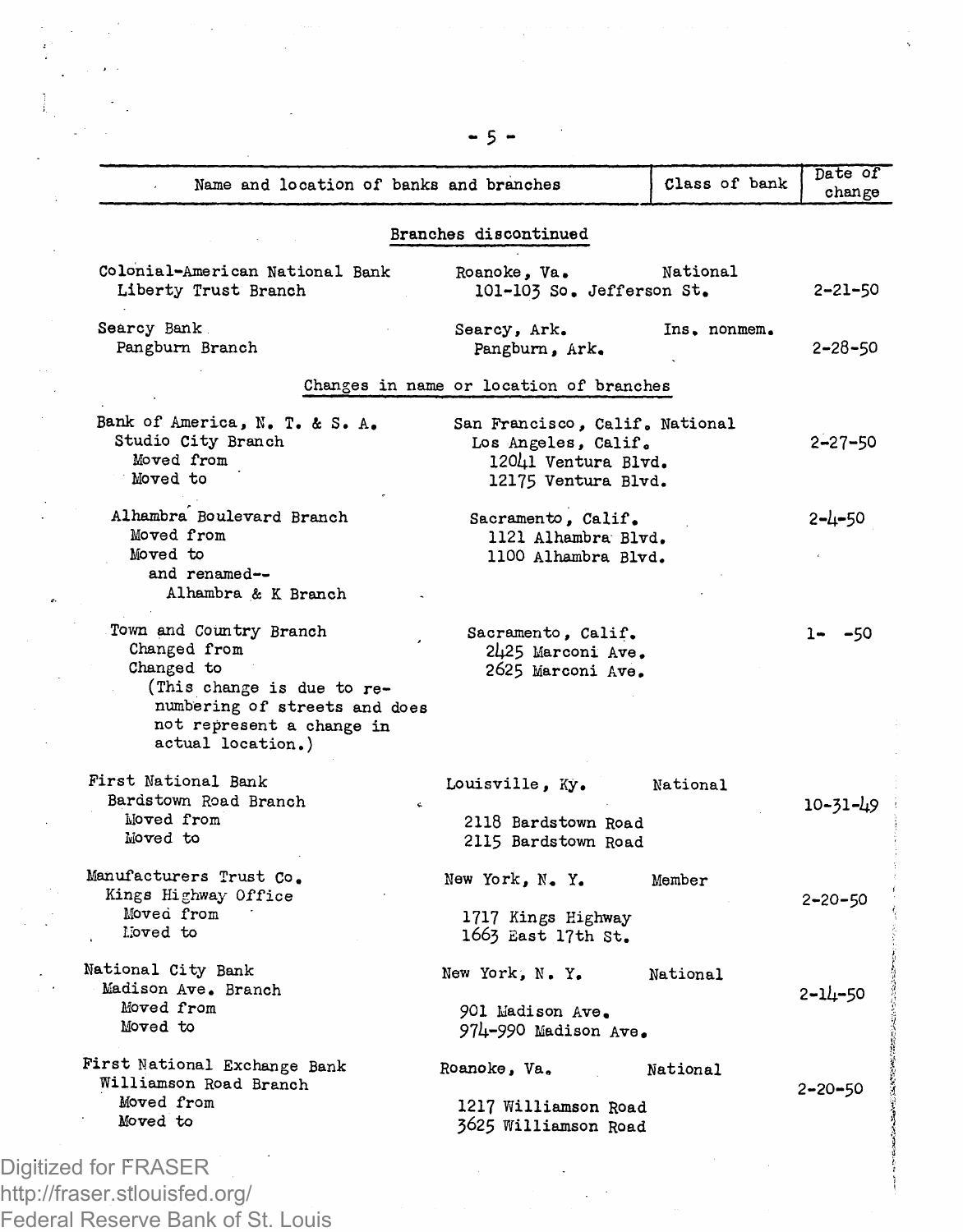| Name and location of banks and branches | | Class of bank | Date of change |
|---|---|---|---|
| **Branches discontinued** | | | |
| Colonial-American National Bank<br>Liberty Trust Branch | Roanoke, Va.<br>101-103 So. Jefferson St. | National | 2-21-50 |
| Searcy Bank<br>Pangburn Branch | Searcy, Ark.<br>Pangburn, Ark. | Ins. nonmem. | 2-28-50 |
| **Changes in name or location of branches** | | | |
| Bank of America, N. T. & S. A.<br>Studio City Branch<br>Moved from<br>Moved to | San Francisco, Calif.<br>Los Angeles, Calif.<br>12041 Ventura Blvd.<br>12175 Ventura Blvd. | National | 2-27-50 |
| Alhambra Boulevard Branch<br>Moved from<br>Moved to<br>and renamed--<br>Alhambra & K Branch | Sacramento, Calif.<br>1121 Alhambra Blvd.<br>1100 Alhambra Blvd. | | 2-4-50 |
| Town and Country Branch<br>Changed from<br>Changed to<br>(This change is due to renumbering of streets and does not represent a change in actual location.) | Sacramento, Calif.<br>2425 Marconi Ave.<br>2625 Marconi Ave. | | 1- -50 |
| First National Bank<br>Bardstown Road Branch<br>Moved from<br>Moved to | Louisville, Ky.<br>2118 Bardstown Road<br>2115 Bardstown Road | National | 10-31-49 |
| Manufacturers Trust Co.<br>Kings Highway Office<br>Moved from<br>Moved to | New York, N. Y.<br>1717 Kings Highway<br>1663 East 17th St. | Member | 2-20-50 |
| National City Bank<br>Madison Ave. Branch<br>Moved from<br>Moved to | New York, N. Y.<br>901 Madison Ave.<br>974-990 Madison Ave. | National | 2-14-50 |
| First National Exchange Bank<br>Williamson Road Branch<br>Moved from<br>Moved to | Roanoke, Va.<br>1217 Williamson Road<br>3625 Williamson Road | National | 2-20-50 |